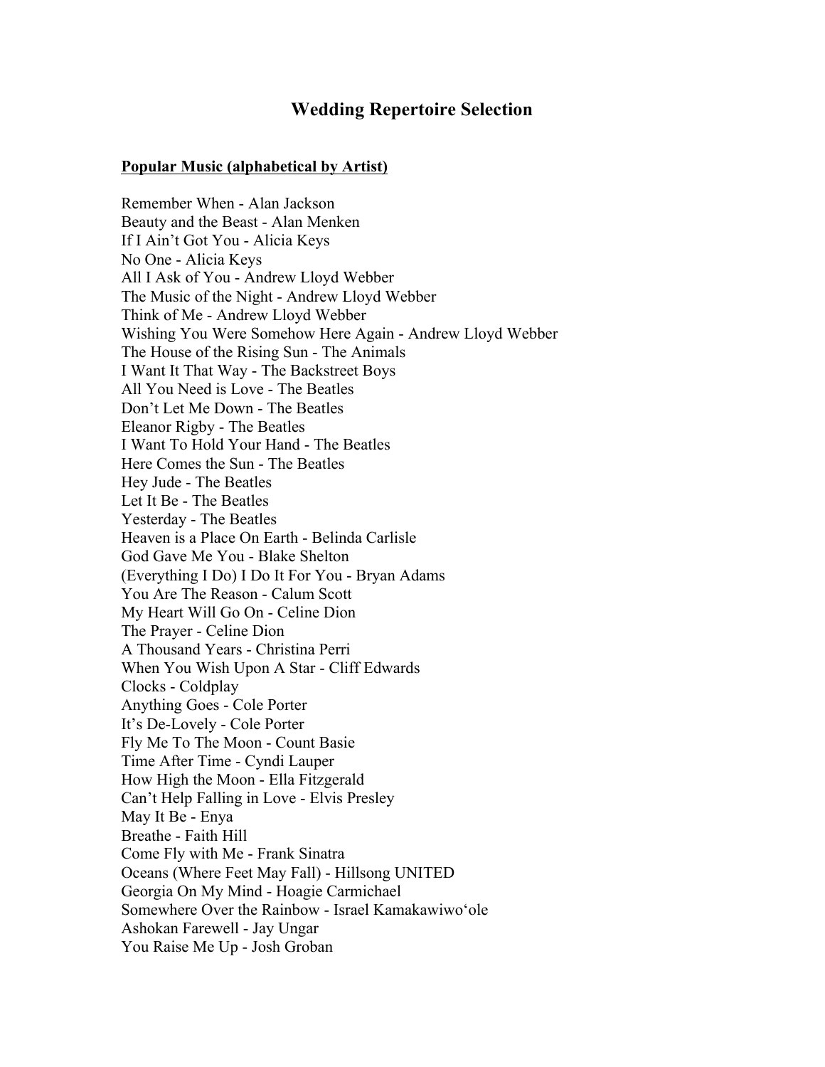# Wedding Repertoire Selection

**Popular Music (alphabetical by Artist)**

Remember When - Alan Jackson
Beauty and the Beast - Alan Menken
If I Ain't Got You - Alicia Keys
No One - Alicia Keys
All I Ask of You - Andrew Lloyd Webber
The Music of the Night - Andrew Lloyd Webber
Think of Me - Andrew Lloyd Webber
Wishing You Were Somehow Here Again - Andrew Lloyd Webber
The House of the Rising Sun - The Animals
I Want It That Way - The Backstreet Boys
All You Need is Love - The Beatles
Don't Let Me Down - The Beatles
Eleanor Rigby - The Beatles
I Want To Hold Your Hand - The Beatles
Here Comes the Sun - The Beatles
Hey Jude - The Beatles
Let It Be - The Beatles
Yesterday - The Beatles
Heaven is a Place On Earth - Belinda Carlisle
God Gave Me You - Blake Shelton
(Everything I Do) I Do It For You - Bryan Adams
You Are The Reason - Calum Scott
My Heart Will Go On - Celine Dion
The Prayer - Celine Dion
A Thousand Years - Christina Perri
When You Wish Upon A Star - Cliff Edwards
Clocks - Coldplay
Anything Goes - Cole Porter
It's De-Lovely - Cole Porter
Fly Me To The Moon - Count Basie
Time After Time - Cyndi Lauper
How High the Moon - Ella Fitzgerald
Can't Help Falling in Love - Elvis Presley
May It Be - Enya
Breathe - Faith Hill
Come Fly with Me - Frank Sinatra
Oceans (Where Feet May Fall) - Hillsong UNITED
Georgia On My Mind - Hoagie Carmichael
Somewhere Over the Rainbow - Israel Kamakawiwo'ole
Ashokan Farewell - Jay Ungar
You Raise Me Up - Josh Groban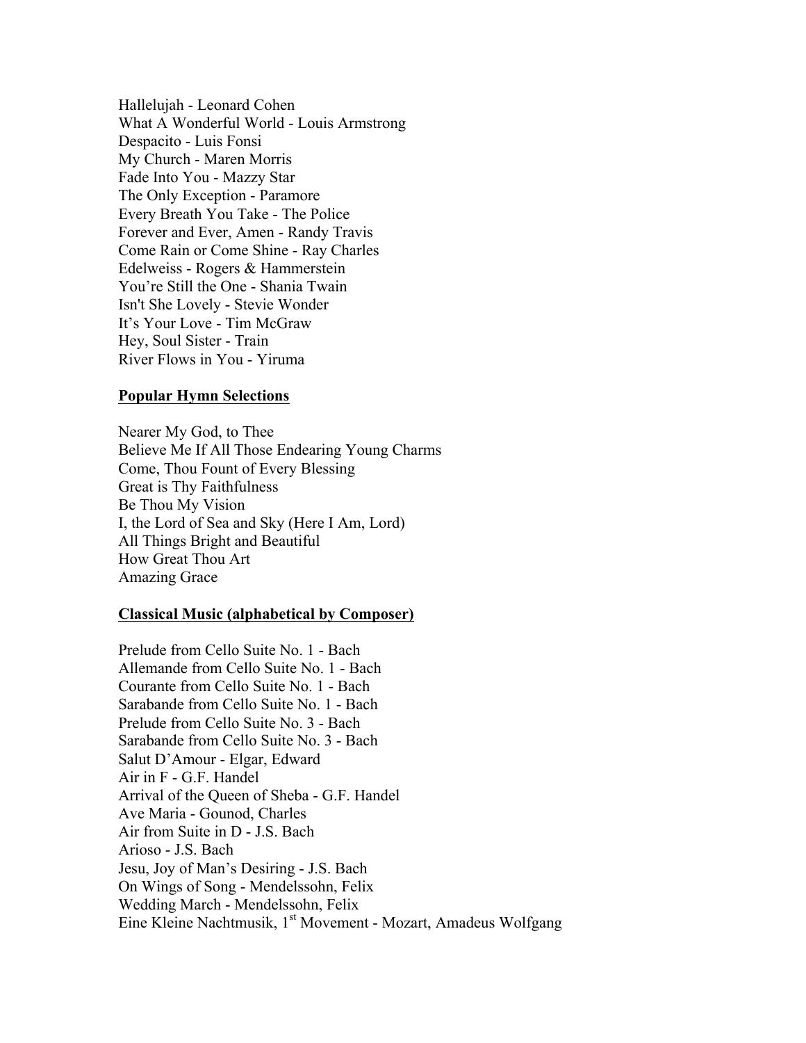Hallelujah - Leonard Cohen
What A Wonderful World - Louis Armstrong
Despacito - Luis Fonsi
My Church - Maren Morris
Fade Into You - Mazzy Star
The Only Exception - Paramore
Every Breath You Take - The Police
Forever and Ever, Amen - Randy Travis
Come Rain or Come Shine - Ray Charles
Edelweiss - Rogers & Hammerstein
You're Still the One - Shania Twain
Isn't She Lovely - Stevie Wonder
It's Your Love - Tim McGraw
Hey, Soul Sister - Train
River Flows in You - Yiruma

**Popular Hymn Selections**

Nearer My God, to Thee
Believe Me If All Those Endearing Young Charms
Come, Thou Fount of Every Blessing
Great is Thy Faithfulness
Be Thou My Vision
I, the Lord of Sea and Sky (Here I Am, Lord)
All Things Bright and Beautiful
How Great Thou Art
Amazing Grace

**Classical Music (alphabetical by Composer)**

Prelude from Cello Suite No. 1 - Bach
Allemande from Cello Suite No. 1 - Bach
Courante from Cello Suite No. 1 - Bach
Sarabande from Cello Suite No. 1 - Bach
Prelude from Cello Suite No. 3 - Bach
Sarabande from Cello Suite No. 3 - Bach
Salut D'Amour - Elgar, Edward
Air in F - G.F. Handel
Arrival of the Queen of Sheba - G.F. Handel
Ave Maria - Gounod, Charles
Air from Suite in D - J.S. Bach
Arioso - J.S. Bach
Jesu, Joy of Man's Desiring - J.S. Bach
On Wings of Song - Mendelssohn, Felix
Wedding March - Mendelssohn, Felix
Eine Kleine Nachtmusik, 1st Movement - Mozart, Amadeus Wolfgang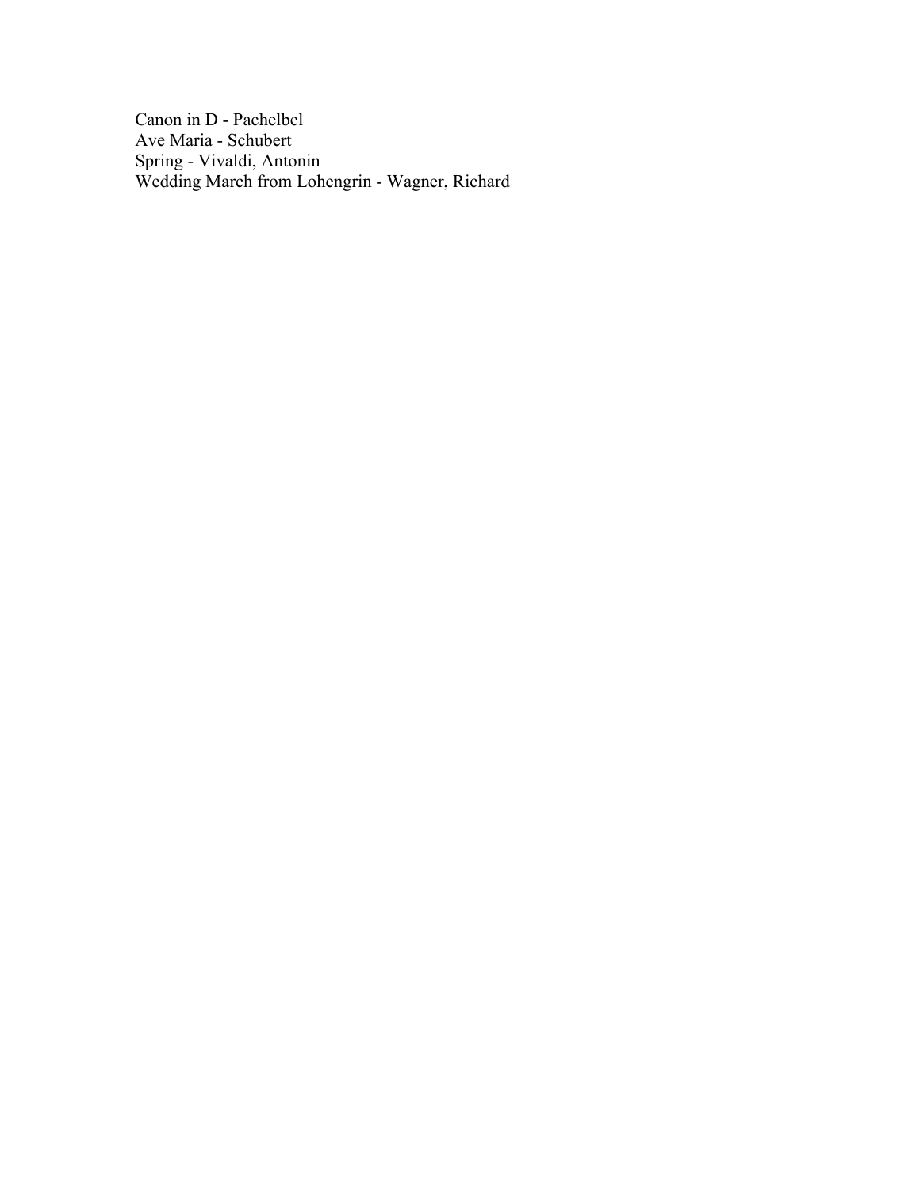Canon in D - Pachelbel
Ave Maria - Schubert
Spring - Vivaldi, Antonin
Wedding March from Lohengrin - Wagner, Richard